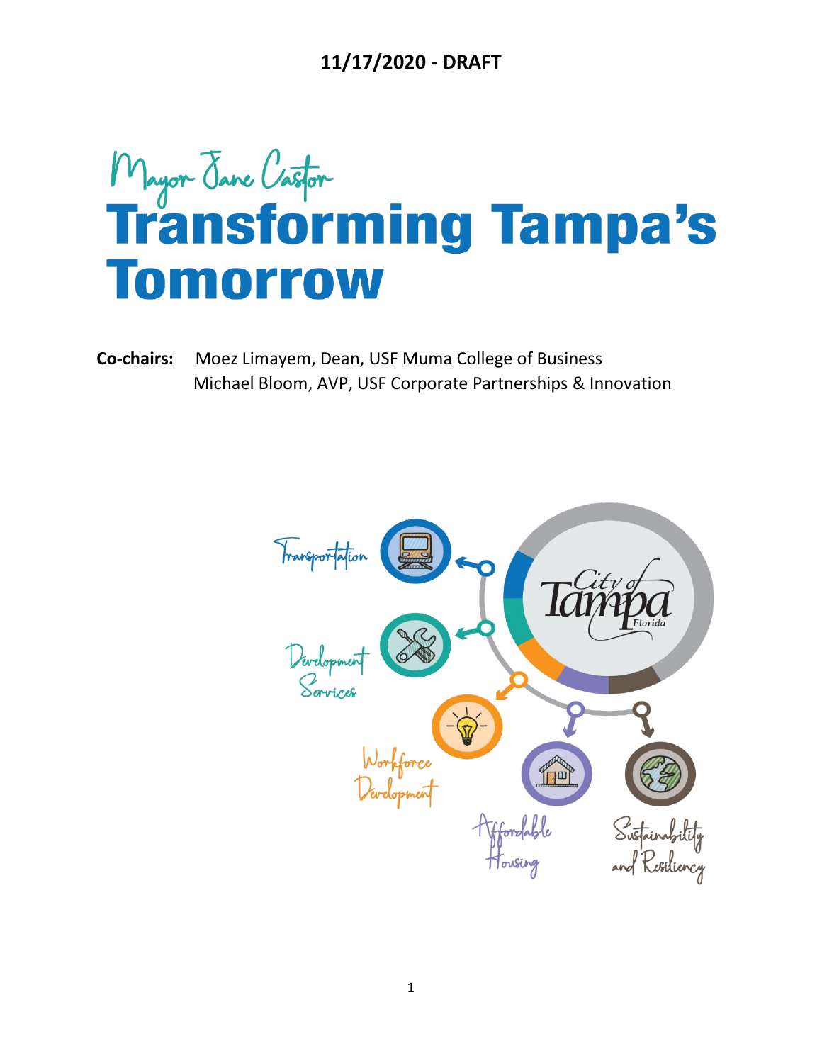11/17/2020 - DRAFT

Mayor Jane Castor

# Transforming Tampa's Tomorrow

**Co-chairs:** Moez Limayem, Dean, USF Muma College of Business
Michael Bloom, AVP, USF Corporate Partnerships & Innovation

Transportation

Development Services

Workforce Development

Affordable Housing

Sustainability and Resiliency

City of Tampa Florida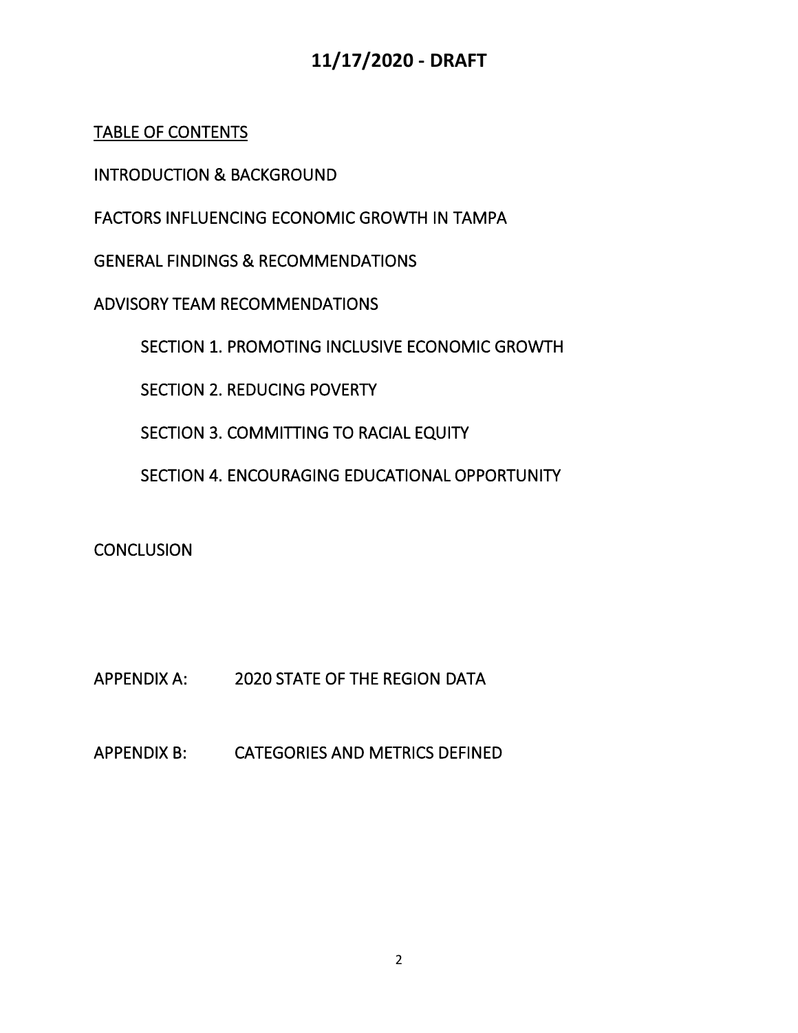**11/17/2020 - DRAFT**

## TABLE OF CONTENTS

INTRODUCTION & BACKGROUND

FACTORS INFLUENCING ECONOMIC GROWTH IN TAMPA

GENERAL FINDINGS & RECOMMENDATIONS

ADVISORY TEAM RECOMMENDATIONS

- SECTION 1. PROMOTING INCLUSIVE ECONOMIC GROWTH
- SECTION 2. REDUCING POVERTY
- SECTION 3. COMMITTING TO RACIAL EQUITY
- SECTION 4. ENCOURAGING EDUCATIONAL OPPORTUNITY

CONCLUSION

APPENDIX A: 2020 STATE OF THE REGION DATA

APPENDIX B: CATEGORIES AND METRICS DEFINED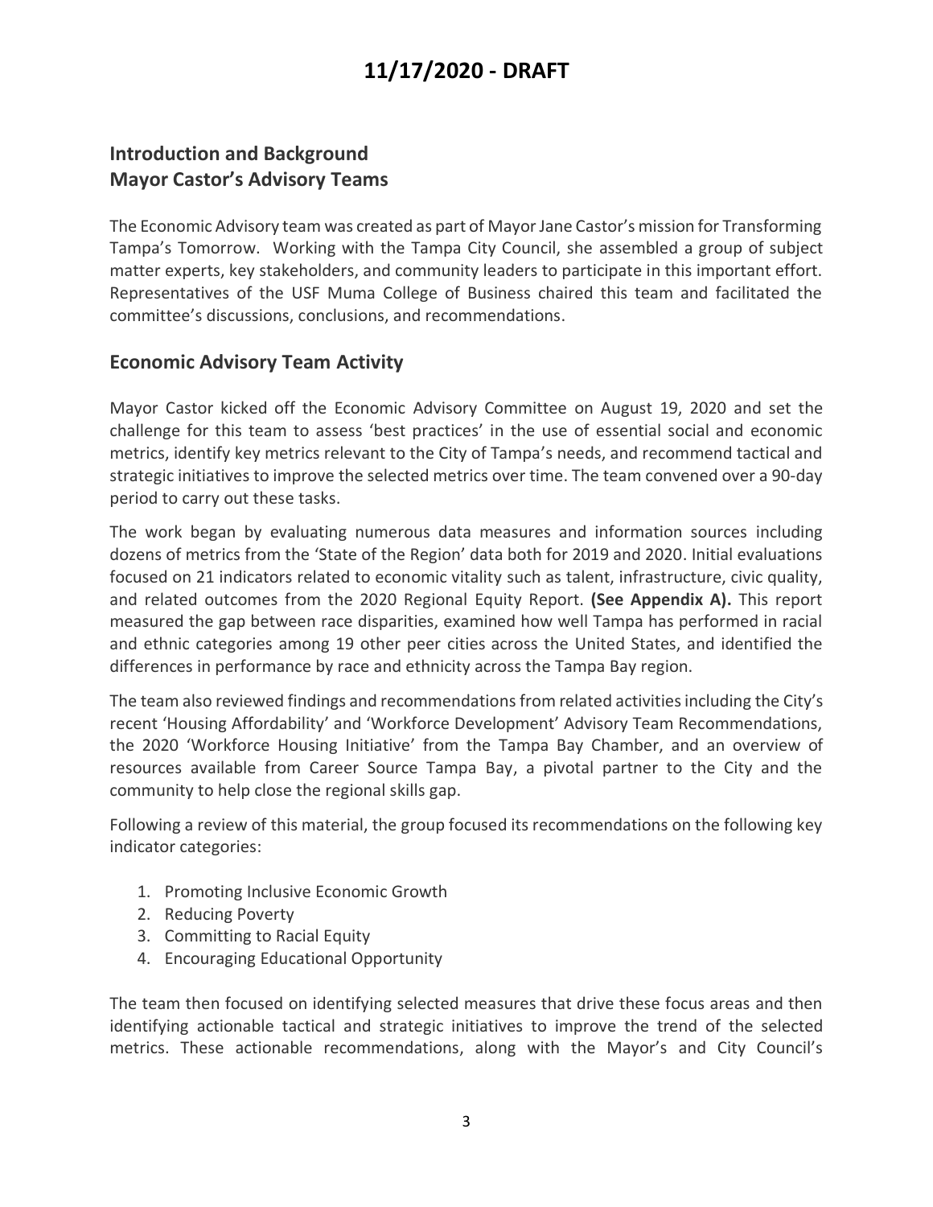## Introduction and Background
## Mayor Castor's Advisory Teams

The Economic Advisory team was created as part of Mayor Jane Castor's mission for Transforming Tampa's Tomorrow. Working with the Tampa City Council, she assembled a group of subject matter experts, key stakeholders, and community leaders to participate in this important effort. Representatives of the USF Muma College of Business chaired this team and facilitated the committee's discussions, conclusions, and recommendations.

## Economic Advisory Team Activity

Mayor Castor kicked off the Economic Advisory Committee on August 19, 2020 and set the challenge for this team to assess 'best practices' in the use of essential social and economic metrics, identify key metrics relevant to the City of Tampa's needs, and recommend tactical and strategic initiatives to improve the selected metrics over time. The team convened over a 90-day period to carry out these tasks.

The work began by evaluating numerous data measures and information sources including dozens of metrics from the 'State of the Region' data both for 2019 and 2020. Initial evaluations focused on 21 indicators related to economic vitality such as talent, infrastructure, civic quality, and related outcomes from the 2020 Regional Equity Report. **(See Appendix A).** This report measured the gap between race disparities, examined how well Tampa has performed in racial and ethnic categories among 19 other peer cities across the United States, and identified the differences in performance by race and ethnicity across the Tampa Bay region.

The team also reviewed findings and recommendations from related activities including the City's recent 'Housing Affordability' and 'Workforce Development' Advisory Team Recommendations, the 2020 'Workforce Housing Initiative' from the Tampa Bay Chamber, and an overview of resources available from Career Source Tampa Bay, a pivotal partner to the City and the community to help close the regional skills gap.

Following a review of this material, the group focused its recommendations on the following key indicator categories:

1. Promoting Inclusive Economic Growth
2. Reducing Poverty
3. Committing to Racial Equity
4. Encouraging Educational Opportunity

The team then focused on identifying selected measures that drive these focus areas and then identifying actionable tactical and strategic initiatives to improve the trend of the selected metrics. These actionable recommendations, along with the Mayor's and City Council's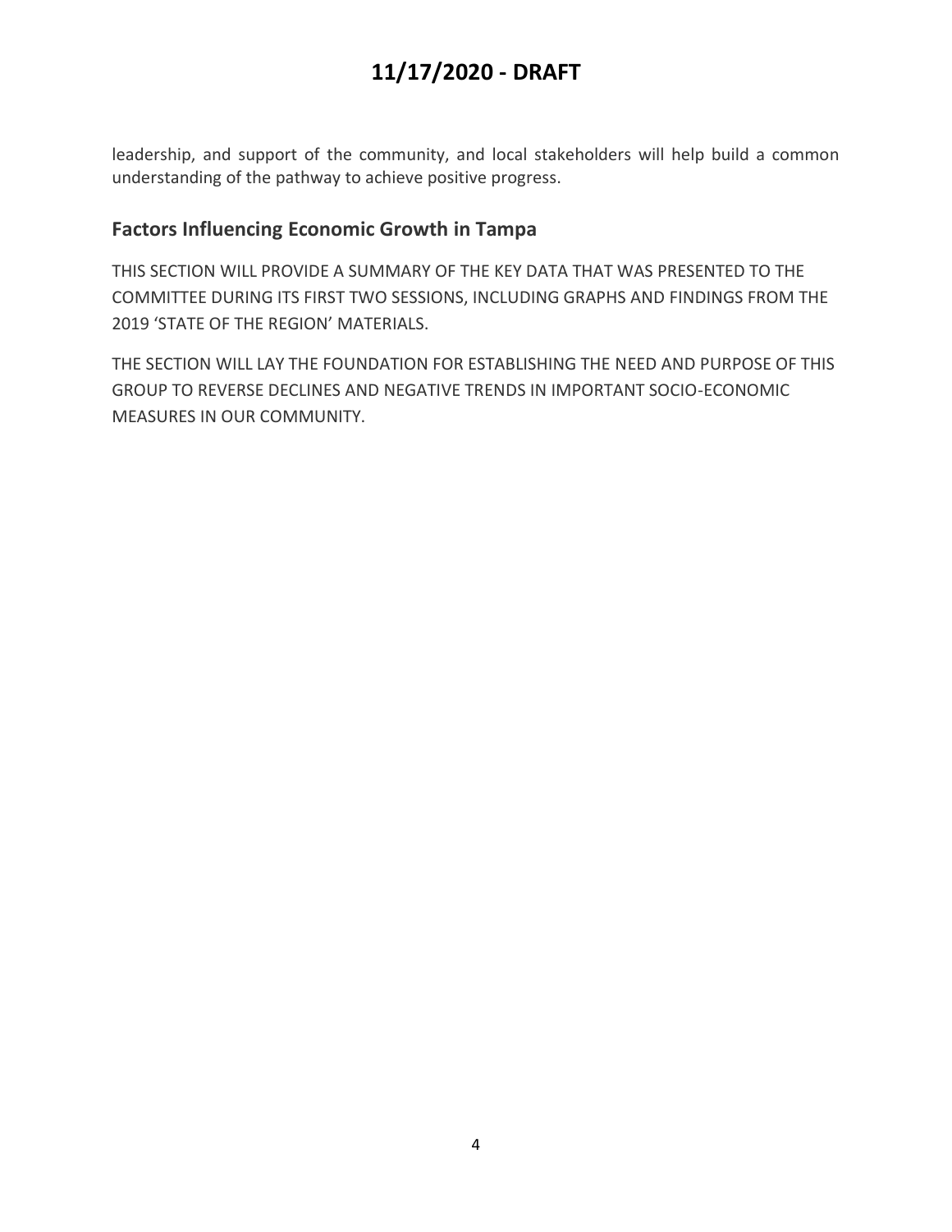leadership, and support of the community, and local stakeholders will help build a common understanding of the pathway to achieve positive progress.

## Factors Influencing Economic Growth in Tampa

THIS SECTION WILL PROVIDE A SUMMARY OF THE KEY DATA THAT WAS PRESENTED TO THE COMMITTEE DURING ITS FIRST TWO SESSIONS, INCLUDING GRAPHS AND FINDINGS FROM THE 2019 'STATE OF THE REGION' MATERIALS.

THE SECTION WILL LAY THE FOUNDATION FOR ESTABLISHING THE NEED AND PURPOSE OF THIS GROUP TO REVERSE DECLINES AND NEGATIVE TRENDS IN IMPORTANT SOCIO-ECONOMIC MEASURES IN OUR COMMUNITY.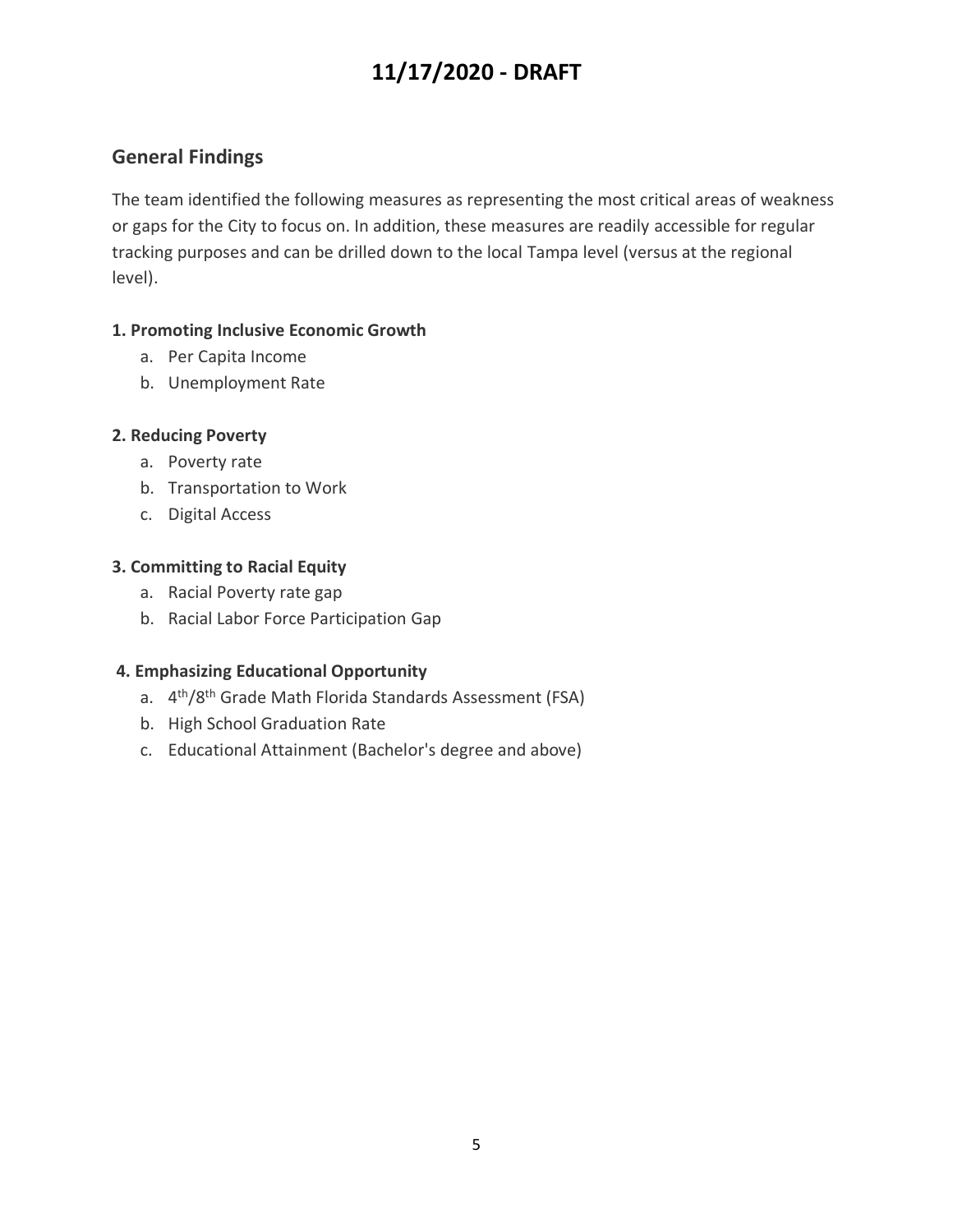## General Findings

The team identified the following measures as representing the most critical areas of weakness or gaps for the City to focus on. In addition, these measures are readily accessible for regular tracking purposes and can be drilled down to the local Tampa level (versus at the regional level).

**1. Promoting Inclusive Economic Growth**

a. Per Capita Income
b. Unemployment Rate

**2. Reducing Poverty**

a. Poverty rate
b. Transportation to Work
c. Digital Access

**3. Committing to Racial Equity**

a. Racial Poverty rate gap
b. Racial Labor Force Participation Gap

**4. Emphasizing Educational Opportunity**

a. 4th/8th Grade Math Florida Standards Assessment (FSA)
b. High School Graduation Rate
c. Educational Attainment (Bachelor's degree and above)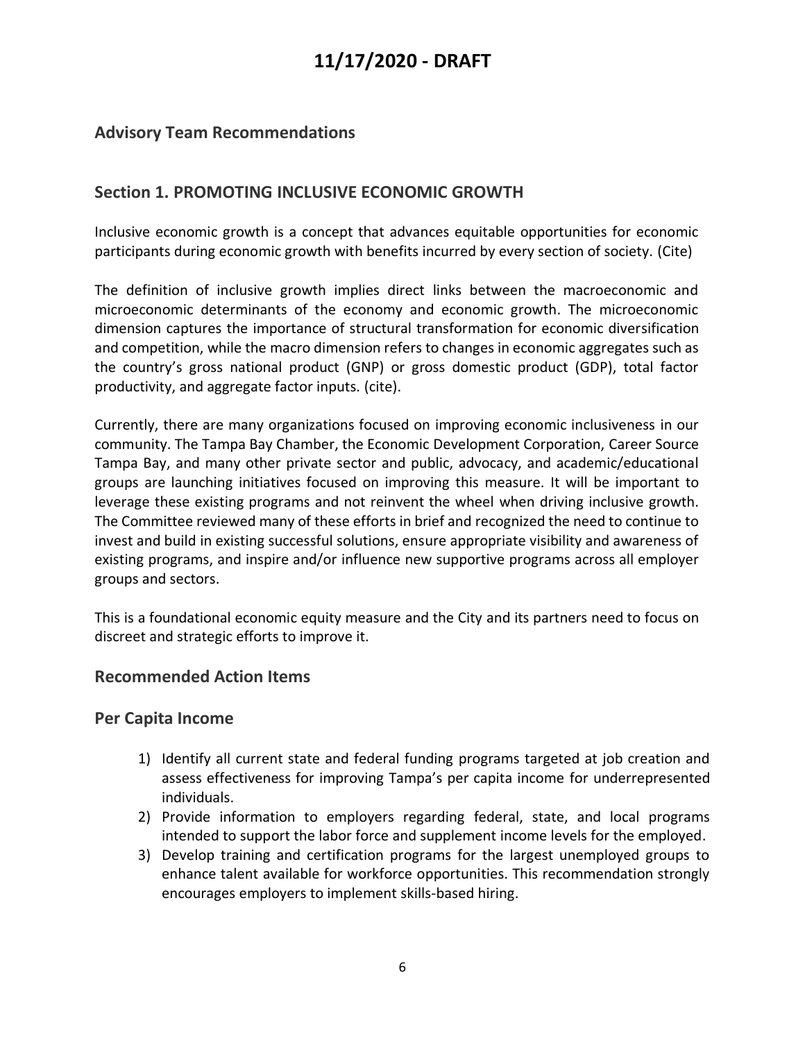# 11/17/2020 - DRAFT

## Advisory Team Recommendations

## Section 1. PROMOTING INCLUSIVE ECONOMIC GROWTH

Inclusive economic growth is a concept that advances equitable opportunities for economic participants during economic growth with benefits incurred by every section of society. (Cite)

The definition of inclusive growth implies direct links between the macroeconomic and microeconomic determinants of the economy and economic growth. The microeconomic dimension captures the importance of structural transformation for economic diversification and competition, while the macro dimension refers to changes in economic aggregates such as the country's gross national product (GNP) or gross domestic product (GDP), total factor productivity, and aggregate factor inputs. (cite).

Currently, there are many organizations focused on improving economic inclusiveness in our community. The Tampa Bay Chamber, the Economic Development Corporation, Career Source Tampa Bay, and many other private sector and public, advocacy, and academic/educational groups are launching initiatives focused on improving this measure. It will be important to leverage these existing programs and not reinvent the wheel when driving inclusive growth. The Committee reviewed many of these efforts in brief and recognized the need to continue to invest and build in existing successful solutions, ensure appropriate visibility and awareness of existing programs, and inspire and/or influence new supportive programs across all employer groups and sectors.

This is a foundational economic equity measure and the City and its partners need to focus on discreet and strategic efforts to improve it.

## Recommended Action Items

## Per Capita Income

1) Identify all current state and federal funding programs targeted at job creation and assess effectiveness for improving Tampa's per capita income for underrepresented individuals.
2) Provide information to employers regarding federal, state, and local programs intended to support the labor force and supplement income levels for the employed.
3) Develop training and certification programs for the largest unemployed groups to enhance talent available for workforce opportunities. This recommendation strongly encourages employers to implement skills-based hiring.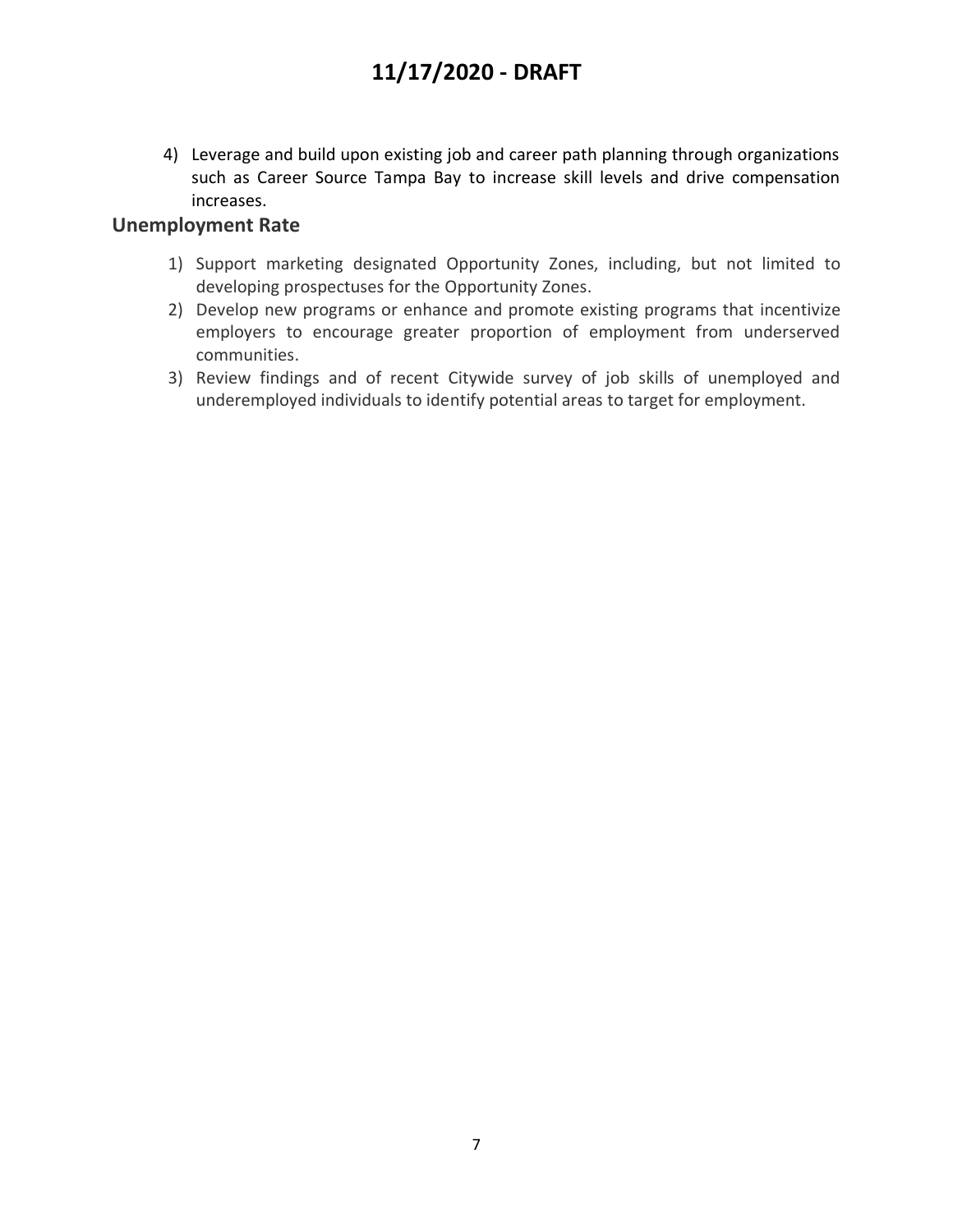4) Leverage and build upon existing job and career path planning through organizations such as Career Source Tampa Bay to increase skill levels and drive compensation increases.

## Unemployment Rate

1) Support marketing designated Opportunity Zones, including, but not limited to developing prospectuses for the Opportunity Zones.
2) Develop new programs or enhance and promote existing programs that incentivize employers to encourage greater proportion of employment from underserved communities.
3) Review findings and of recent Citywide survey of job skills of unemployed and underemployed individuals to identify potential areas to target for employment.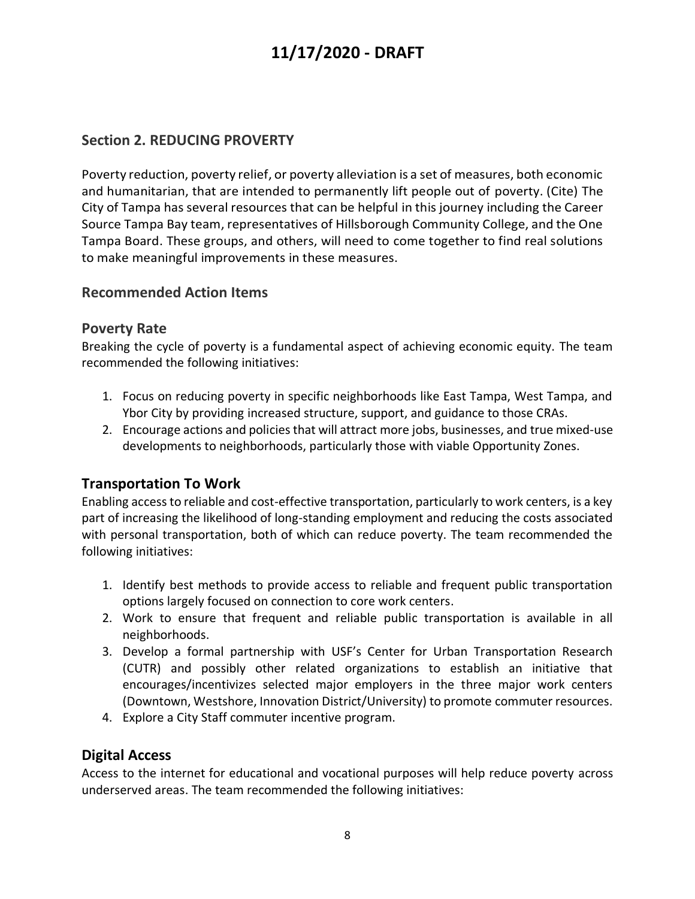# 11/17/2020 - DRAFT

## Section 2. REDUCING PROVERTY

Poverty reduction, poverty relief, or poverty alleviation is a set of measures, both economic and humanitarian, that are intended to permanently lift people out of poverty. (Cite) The City of Tampa has several resources that can be helpful in this journey including the Career Source Tampa Bay team, representatives of Hillsborough Community College, and the One Tampa Board. These groups, and others, will need to come together to find real solutions to make meaningful improvements in these measures.

## Recommended Action Items

### Poverty Rate

Breaking the cycle of poverty is a fundamental aspect of achieving economic equity. The team recommended the following initiatives:

1. Focus on reducing poverty in specific neighborhoods like East Tampa, West Tampa, and Ybor City by providing increased structure, support, and guidance to those CRAs.
2. Encourage actions and policies that will attract more jobs, businesses, and true mixed-use developments to neighborhoods, particularly those with viable Opportunity Zones.

### Transportation To Work

Enabling access to reliable and cost-effective transportation, particularly to work centers, is a key part of increasing the likelihood of long-standing employment and reducing the costs associated with personal transportation, both of which can reduce poverty. The team recommended the following initiatives:

1. Identify best methods to provide access to reliable and frequent public transportation options largely focused on connection to core work centers.
2. Work to ensure that frequent and reliable public transportation is available in all neighborhoods.
3. Develop a formal partnership with USF's Center for Urban Transportation Research (CUTR) and possibly other related organizations to establish an initiative that encourages/incentivizes selected major employers in the three major work centers (Downtown, Westshore, Innovation District/University) to promote commuter resources.
4. Explore a City Staff commuter incentive program.

### Digital Access

Access to the internet for educational and vocational purposes will help reduce poverty across underserved areas. The team recommended the following initiatives: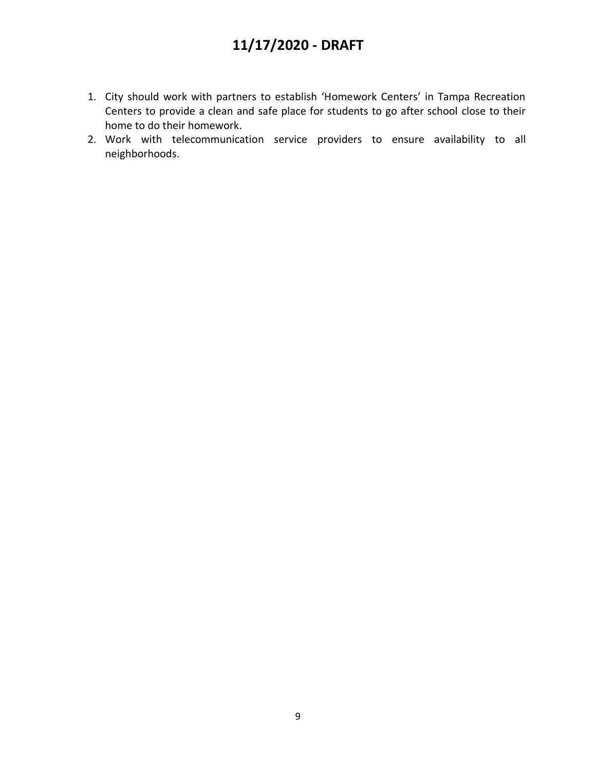1. City should work with partners to establish 'Homework Centers' in Tampa Recreation Centers to provide a clean and safe place for students to go after school close to their home to do their homework.
2. Work with telecommunication service providers to ensure availability to all neighborhoods.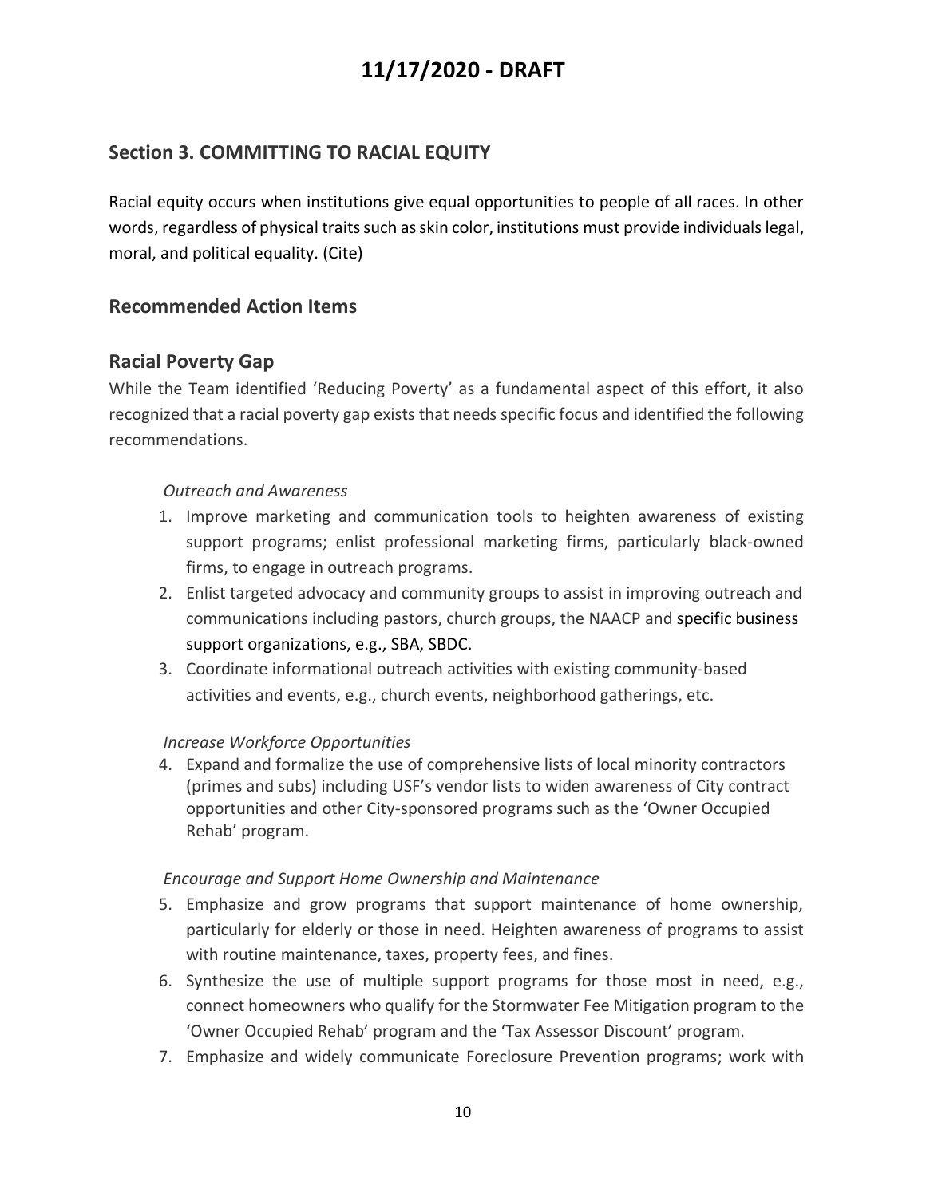# 11/17/2020 - DRAFT

## Section 3. COMMITTING TO RACIAL EQUITY

Racial equity occurs when institutions give equal opportunities to people of all races. In other words, regardless of physical traits such as skin color, institutions must provide individuals legal, moral, and political equality. (Cite)

## Recommended Action Items

## Racial Poverty Gap

While the Team identified 'Reducing Poverty' as a fundamental aspect of this effort, it also recognized that a racial poverty gap exists that needs specific focus and identified the following recommendations.

*Outreach and Awareness*

1. Improve marketing and communication tools to heighten awareness of existing support programs; enlist professional marketing firms, particularly black-owned firms, to engage in outreach programs.
2. Enlist targeted advocacy and community groups to assist in improving outreach and communications including pastors, church groups, the NAACP and specific business support organizations, e.g., SBA, SBDC.
3. Coordinate informational outreach activities with existing community-based activities and events, e.g., church events, neighborhood gatherings, etc.

*Increase Workforce Opportunities*

4. Expand and formalize the use of comprehensive lists of local minority contractors (primes and subs) including USF's vendor lists to widen awareness of City contract opportunities and other City-sponsored programs such as the 'Owner Occupied Rehab' program.

*Encourage and Support Home Ownership and Maintenance*

5. Emphasize and grow programs that support maintenance of home ownership, particularly for elderly or those in need. Heighten awareness of programs to assist with routine maintenance, taxes, property fees, and fines.
6. Synthesize the use of multiple support programs for those most in need, e.g., connect homeowners who qualify for the Stormwater Fee Mitigation program to the 'Owner Occupied Rehab' program and the 'Tax Assessor Discount' program.
7. Emphasize and widely communicate Foreclosure Prevention programs; work with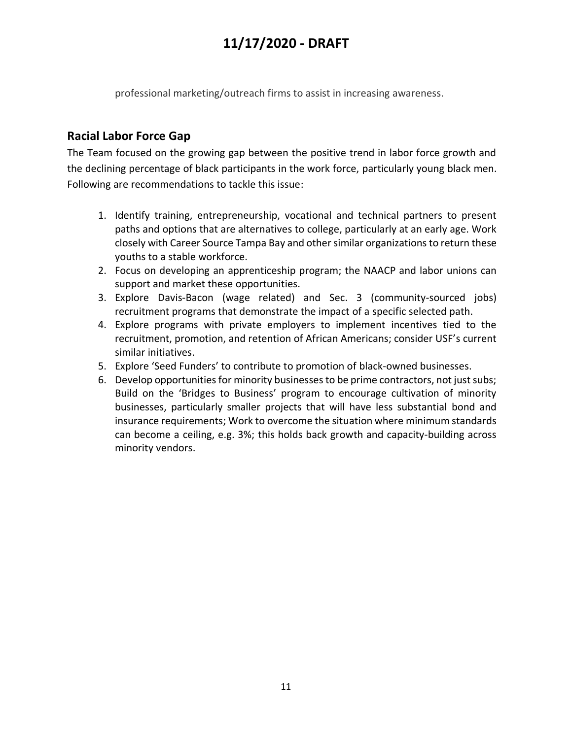professional marketing/outreach firms to assist in increasing awareness.

## Racial Labor Force Gap

The Team focused on the growing gap between the positive trend in labor force growth and the declining percentage of black participants in the work force, particularly young black men. Following are recommendations to tackle this issue:

1. Identify training, entrepreneurship, vocational and technical partners to present paths and options that are alternatives to college, particularly at an early age. Work closely with Career Source Tampa Bay and other similar organizations to return these youths to a stable workforce.
2. Focus on developing an apprenticeship program; the NAACP and labor unions can support and market these opportunities.
3. Explore Davis-Bacon (wage related) and Sec. 3 (community-sourced jobs) recruitment programs that demonstrate the impact of a specific selected path.
4. Explore programs with private employers to implement incentives tied to the recruitment, promotion, and retention of African Americans; consider USF's current similar initiatives.
5. Explore 'Seed Funders' to contribute to promotion of black-owned businesses.
6. Develop opportunities for minority businesses to be prime contractors, not just subs; Build on the 'Bridges to Business' program to encourage cultivation of minority businesses, particularly smaller projects that will have less substantial bond and insurance requirements; Work to overcome the situation where minimum standards can become a ceiling, e.g. 3%; this holds back growth and capacity-building across minority vendors.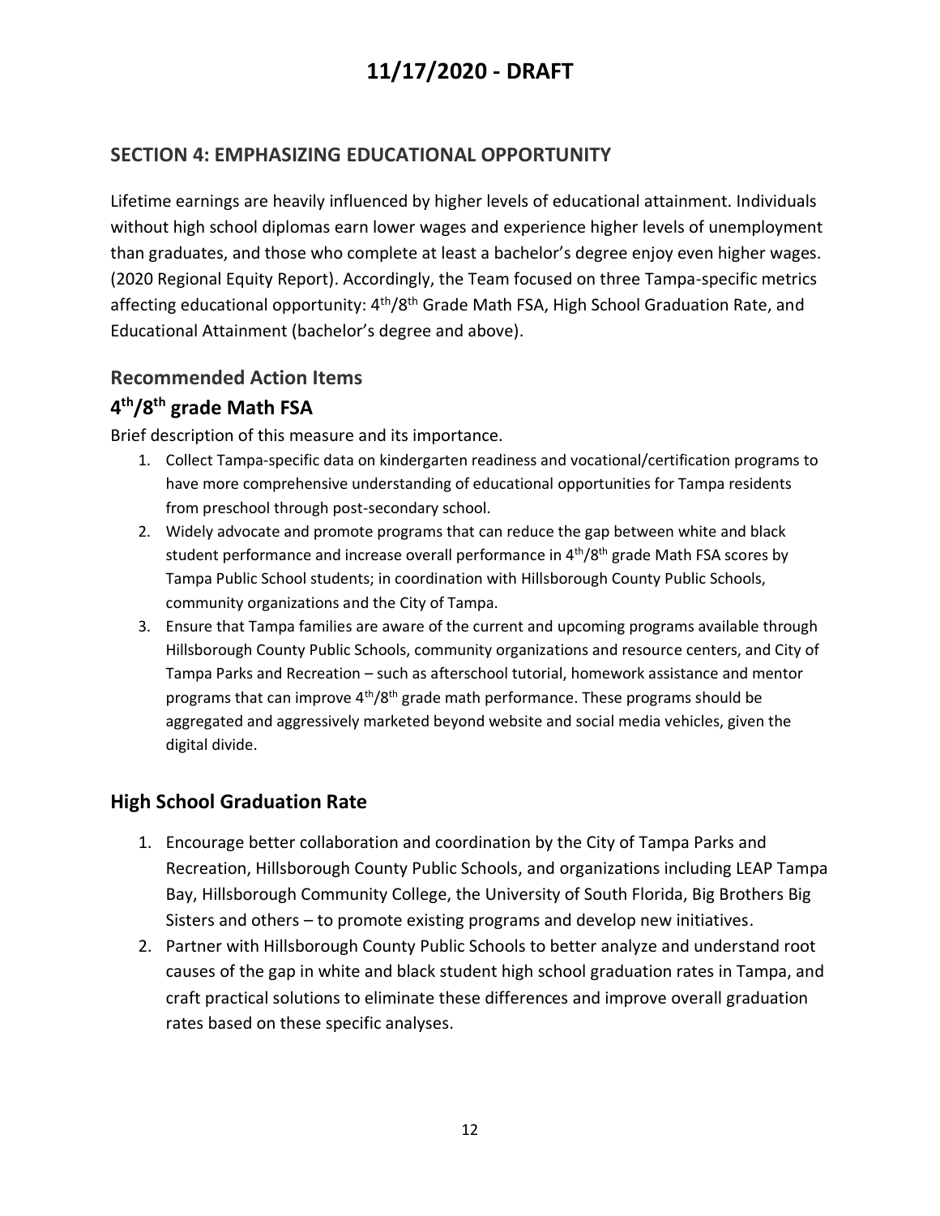# 11/17/2020 - DRAFT

## SECTION 4: EMPHASIZING EDUCATIONAL OPPORTUNITY

Lifetime earnings are heavily influenced by higher levels of educational attainment. Individuals without high school diplomas earn lower wages and experience higher levels of unemployment than graduates, and those who complete at least a bachelor's degree enjoy even higher wages. (2020 Regional Equity Report). Accordingly, the Team focused on three Tampa-specific metrics affecting educational opportunity: 4th/8th Grade Math FSA, High School Graduation Rate, and Educational Attainment (bachelor's degree and above).

### Recommended Action Items

### 4th/8th grade Math FSA

Brief description of this measure and its importance.

1. Collect Tampa-specific data on kindergarten readiness and vocational/certification programs to have more comprehensive understanding of educational opportunities for Tampa residents from preschool through post-secondary school.
2. Widely advocate and promote programs that can reduce the gap between white and black student performance and increase overall performance in 4th/8th grade Math FSA scores by Tampa Public School students; in coordination with Hillsborough County Public Schools, community organizations and the City of Tampa.
3. Ensure that Tampa families are aware of the current and upcoming programs available through Hillsborough County Public Schools, community organizations and resource centers, and City of Tampa Parks and Recreation – such as afterschool tutorial, homework assistance and mentor programs that can improve 4th/8th grade math performance. These programs should be aggregated and aggressively marketed beyond website and social media vehicles, given the digital divide.

### High School Graduation Rate

1. Encourage better collaboration and coordination by the City of Tampa Parks and Recreation, Hillsborough County Public Schools, and organizations including LEAP Tampa Bay, Hillsborough Community College, the University of South Florida, Big Brothers Big Sisters and others – to promote existing programs and develop new initiatives.
2. Partner with Hillsborough County Public Schools to better analyze and understand root causes of the gap in white and black student high school graduation rates in Tampa, and craft practical solutions to eliminate these differences and improve overall graduation rates based on these specific analyses.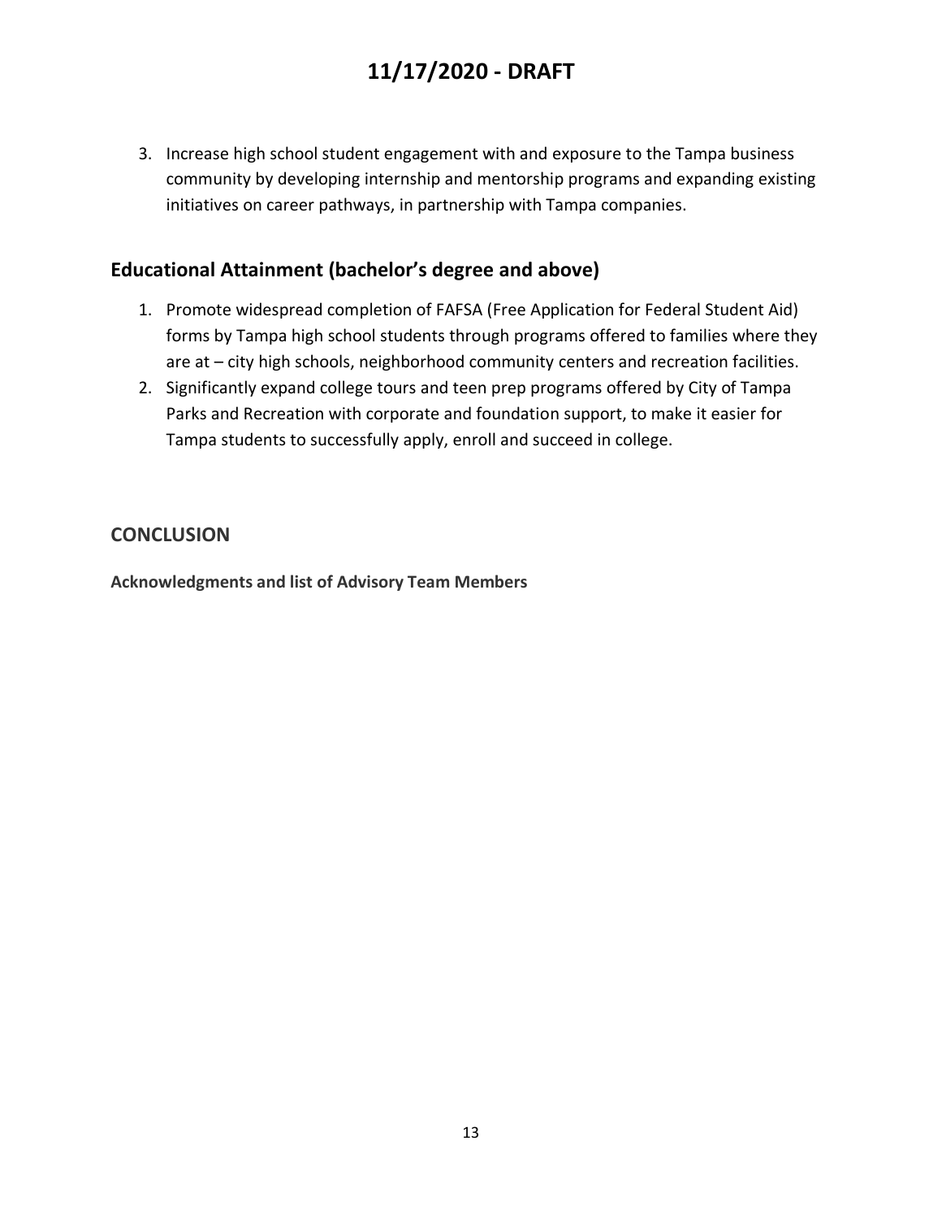3. Increase high school student engagement with and exposure to the Tampa business community by developing internship and mentorship programs and expanding existing initiatives on career pathways, in partnership with Tampa companies.

## Educational Attainment (bachelor's degree and above)

1. Promote widespread completion of FAFSA (Free Application for Federal Student Aid) forms by Tampa high school students through programs offered to families where they are at – city high schools, neighborhood community centers and recreation facilities.
2. Significantly expand college tours and teen prep programs offered by City of Tampa Parks and Recreation with corporate and foundation support, to make it easier for Tampa students to successfully apply, enroll and succeed in college.

## CONCLUSION

**Acknowledgments and list of Advisory Team Members**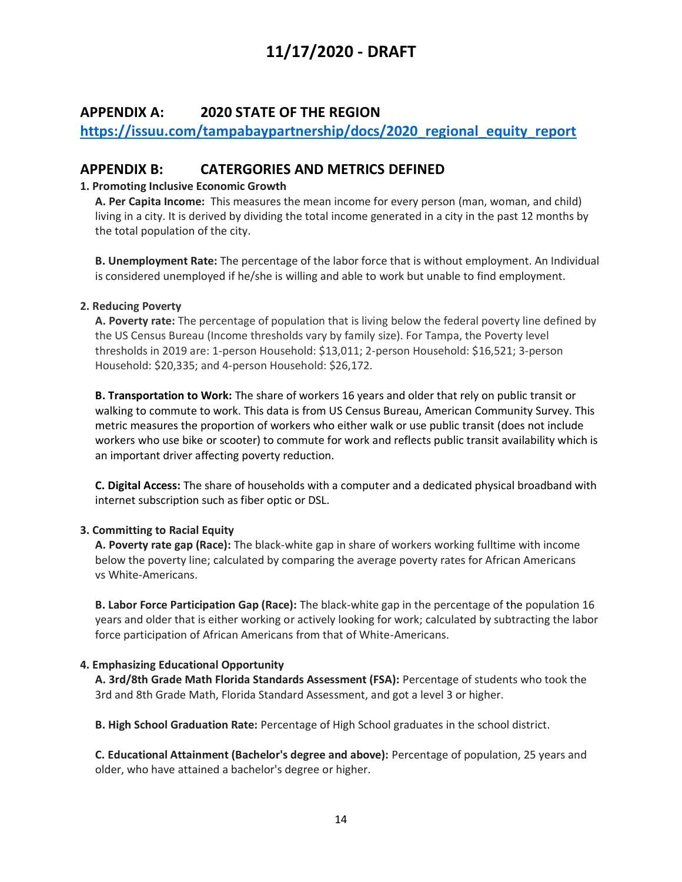# 11/17/2020 - DRAFT

## APPENDIX A: 2020 STATE OF THE REGION

https://issuu.com/tampabaypartnership/docs/2020_regional_equity_report

## APPENDIX B: CATERGORIES AND METRICS DEFINED

**1. Promoting Inclusive Economic Growth**

**A. Per Capita Income:** This measures the mean income for every person (man, woman, and child) living in a city. It is derived by dividing the total income generated in a city in the past 12 months by the total population of the city.

**B. Unemployment Rate:** The percentage of the labor force that is without employment. An Individual is considered unemployed if he/she is willing and able to work but unable to find employment.

**2. Reducing Poverty**

**A. Poverty rate:** The percentage of population that is living below the federal poverty line defined by the US Census Bureau (Income thresholds vary by family size). For Tampa, the Poverty level thresholds in 2019 are: 1-person Household: $13,011; 2-person Household: $16,521; 3-person Household: $20,335; and 4-person Household: $26,172.

**B. Transportation to Work:** The share of workers 16 years and older that rely on public transit or walking to commute to work. This data is from US Census Bureau, American Community Survey. This metric measures the proportion of workers who either walk or use public transit (does not include workers who use bike or scooter) to commute for work and reflects public transit availability which is an important driver affecting poverty reduction.

**C. Digital Access:** The share of households with a computer and a dedicated physical broadband with internet subscription such as fiber optic or DSL.

**3. Committing to Racial Equity**

**A. Poverty rate gap (Race):** The black-white gap in share of workers working fulltime with income below the poverty line; calculated by comparing the average poverty rates for African Americans vs White-Americans.

**B. Labor Force Participation Gap (Race):** The black-white gap in the percentage of the population 16 years and older that is either working or actively looking for work; calculated by subtracting the labor force participation of African Americans from that of White-Americans.

**4. Emphasizing Educational Opportunity**

**A. 3rd/8th Grade Math Florida Standards Assessment (FSA):** Percentage of students who took the 3rd and 8th Grade Math, Florida Standard Assessment, and got a level 3 or higher.

**B. High School Graduation Rate:** Percentage of High School graduates in the school district.

**C. Educational Attainment (Bachelor's degree and above):** Percentage of population, 25 years and older, who have attained a bachelor's degree or higher.